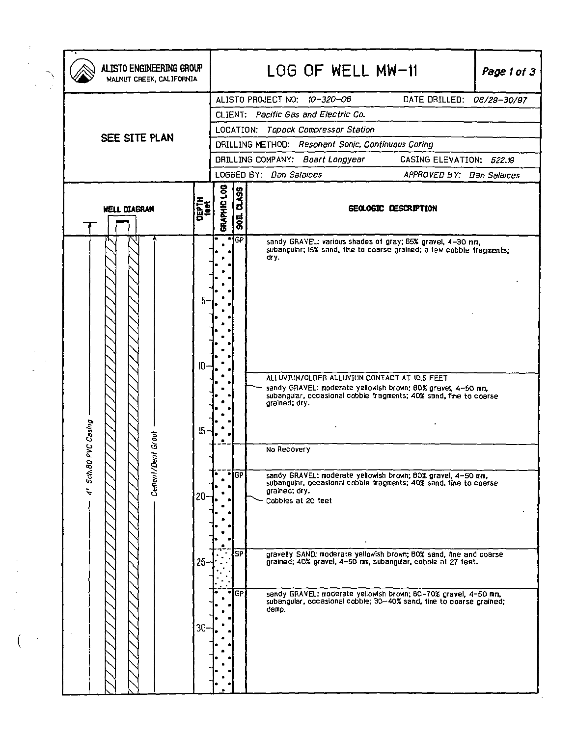# LOG OF WELL MW-11

**ALISTO ENGINEERING GROUP**
WALNUT CREEK, CALIFORNIA

SEE SITE PLAN

| | | | |
|---|---|---|---|
| ALISTO PROJECT NO: | *10-320-06* | DATE DRILLED: | *08/29-30/97* |
| CLIENT: | *Pacific Gas and Electric Co.* | | |
| LOCATION: | *Topock Compressor Station* | | |
| DRILLING METHOD: | *Resonant Sonic, Continuous Coring* | | |
| DRILLING COMPANY: | *Boart Longyear* | CASING ELEVATION: | *522.19* |
| LOGGED BY: | *Dan Salaices* | APPROVED BY: | *Dan Salaices* |

WELL DIAGRAM: 4" Sch.80 PVC Casing; Cement/Bent Grout

| DEPTH (feet) | SOIL CLASS | GEOLOGIC DESCRIPTION |
|---|---|---|
| 0 | GP | sandy GRAVEL: various shades of gray; 85% gravel, 4-30 mm, subangular; 15% sand, fine to coarse grained; a few cobble fragments; dry. |
| 10.5 | | ALLUVIUM/OLDER ALLUVIUM CONTACT AT 10.5 FEET<br>sandy GRAVEL: moderate yellowish brown; 60% gravel, 4-50 mm, subangular, occasional cobble fragments; 40% sand, fine to coarse grained; dry. |
| 16 | | No Recovery |
| 18 | GP | sandy GRAVEL: moderate yellowish brown; 60% gravel, 4-50 mm, subangular, occasional cobble fragments; 40% sand, fine to coarse grained; dry.<br>Cobbles at 20 feet |
| 24 | SP | gravelly SAND: moderate yellowish brown; 60% sand, fine and coarse grained; 40% gravel, 4-50 mm, subangular, cobble at 27 feet. |
| 27 | GP | sandy GRAVEL: moderate yellowish brown; 60-70% gravel, 4-50 mm, subangular, occasional cobble; 30-40% sand, fine to coarse grained; damp. |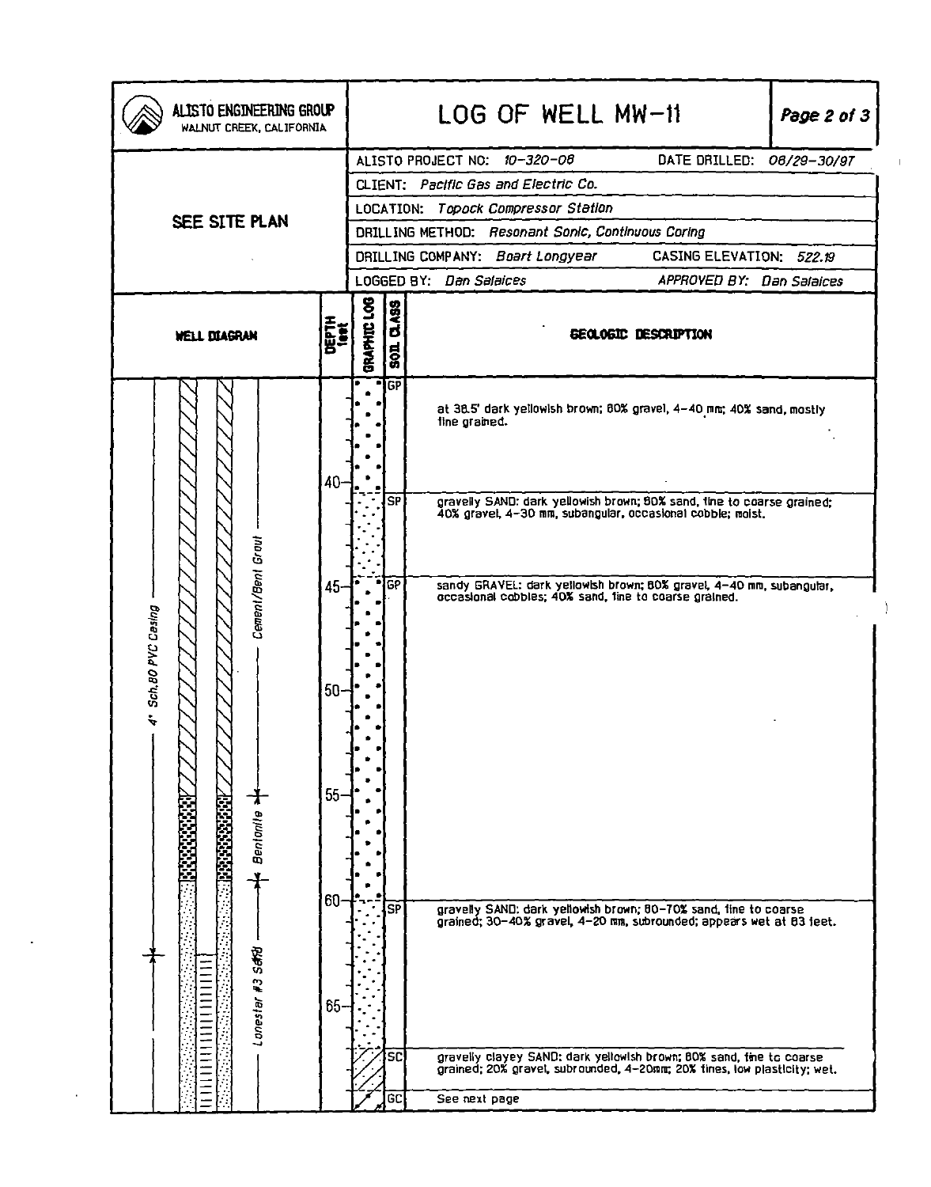# LOG OF WELL MW-11

**ALISTO ENGINEERING GROUP**
WALNUT CREEK, CALIFORNIA

**SEE SITE PLAN**

| | |
|---|---|
| ALISTO PROJECT NO: *10-320-08* | DATE DRILLED: *08/29-30/97* |
| CLIENT: *Pacific Gas and Electric Co.* | |
| LOCATION: *Topock Compressor Station* | |
| DRILLING METHOD: *Resonant Sonic, Continuous Coring* | |
| DRILLING COMPANY: *Boart Longyear* | CASING ELEVATION: *522.19* |
| LOGGED BY: *Dan Salaices* | APPROVED BY: *Dan Salaices* |

**WELL DIAGRAM:** 4" Sch.80 PVC Casing; Cement/Bent Grout; Bentonite; Lonestar #3 Sand

| DEPTH (feet) | SOIL CLASS | GEOLOGIC DESCRIPTION |
|---|---|---|
| | GP | at 38.5' dark yellowish brown; 60% gravel, 4-40 mm; 40% sand, mostly fine grained. |
| 40 | SP | gravelly SAND: dark yellowish brown; 60% sand, fine to coarse grained; 40% gravel, 4-30 mm, subangular, occasional cobble; moist. |
| 45 | GP | sandy GRAVEL: dark yellowish brown; 60% gravel, 4-40 mm, subangular, occasional cobbles; 40% sand, fine to coarse grained. |
| 50 | | |
| 55 | | |
| 60 | SP | gravelly SAND: dark yellowish brown; 60-70% sand, fine to coarse grained; 30-40% gravel, 4-20 mm, subrounded; appears wet at 63 feet. |
| 65 | | |
| | SC | gravelly clayey SAND: dark yellowish brown; 60% sand, fine to coarse grained; 20% gravel, subrounded, 4-20mm; 20% fines, low plasticity; wet. |
| | GC | See next page |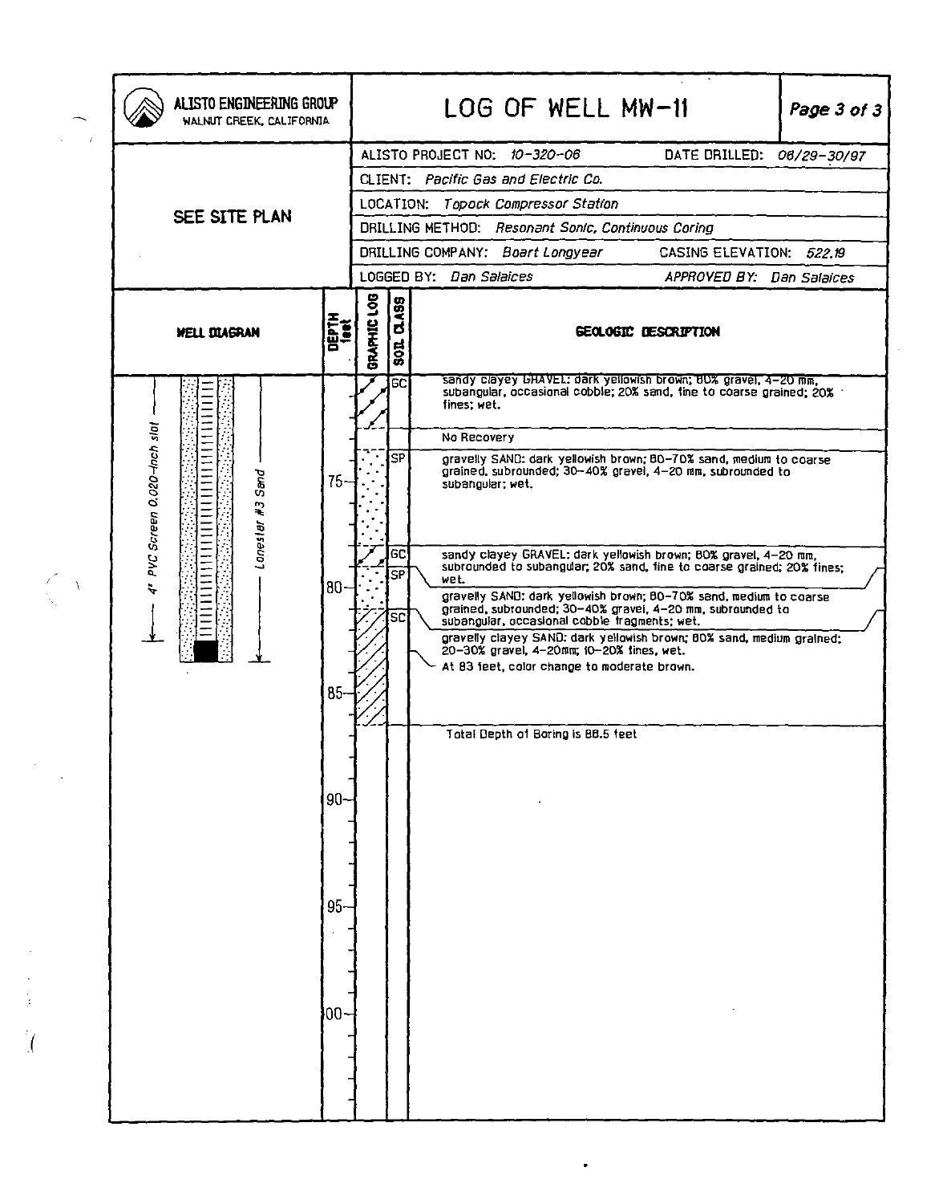# ALISTO ENGINEERING GROUP
WALNUT CREEK, CALIFORNIA

# LOG OF WELL MW-11

SEE SITE PLAN

| | |
|---|---|
| ALISTO PROJECT NO: *10-320-06* | DATE DRILLED: *08/29-30/97* |
| CLIENT: *Pacific Gas and Electric Co.* | |
| LOCATION: *Topock Compressor Station* | |
| DRILLING METHOD: *Resonant Sonic, Continuous Coring* | |
| DRILLING COMPANY: *Boart Longyear* | CASING ELEVATION: *522.19* |
| LOGGED BY: *Dan Salaices* | APPROVED BY: *Dan Salaices* |

WELL DIAGRAM

4" PVC Screen 0.020-inch slot

Lonestar #3 Sand

DEPTH feet: 75, 80, 85, 90, 95, 100

| SOIL CLASS | GEOLOGIC DESCRIPTION |
|---|---|
| GC | sandy clayey GRAVEL: dark yellowish brown; 80% gravel, 4-20 mm, subangular, occasional cobble; 20% sand, fine to coarse grained; 20% fines; wet. |
| | No Recovery |
| SP | gravelly SAND: dark yellowish brown; 60-70% sand, medium to coarse grained, subrounded; 30-40% gravel, 4-20 mm, subrounded to subangular; wet. |
| GC | sandy clayey GRAVEL: dark yellowish brown; 60% gravel, 4-20 mm, subrounded to subangular; 20% sand, fine to coarse grained; 20% fines; wet. |
| SP | gravelly SAND: dark yellowish brown; 60-70% sand, medium to coarse grained, subrounded; 30-40% gravel, 4-20 mm, subrounded to subangular, occasional cobble fragments; wet. |
| SC | gravelly clayey SAND: dark yellowish brown; 60% sand, medium grained; 20-30% gravel, 4-20mm; 10-20% fines, wet. At 83 feet, color change to moderate brown. |
| | Total Depth of Boring is 88.5 feet |